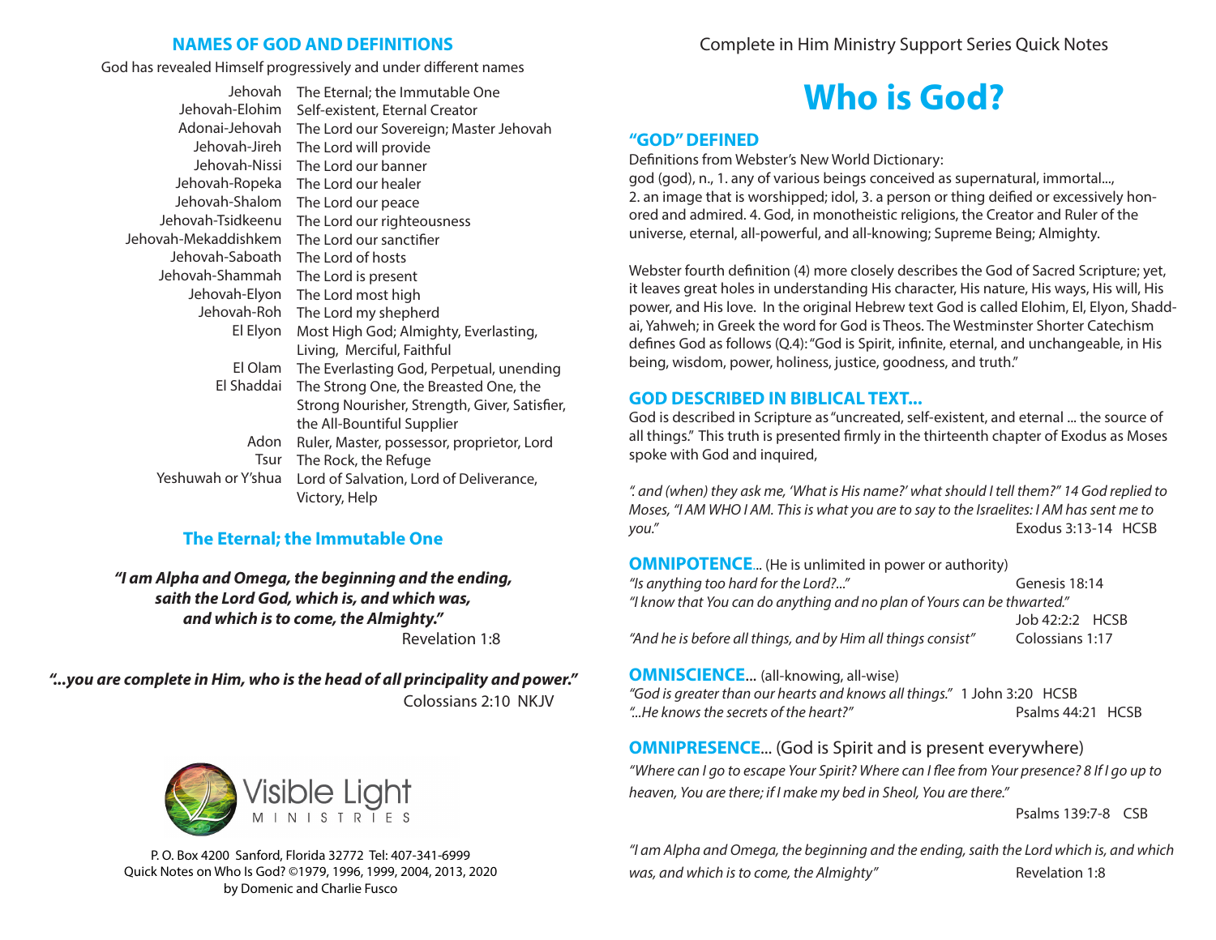## NAMES OF GOD AND DEFINITIONS

God has revealed Himself progressively and under different names

| Name | Definition |
| --- | --- |
| Jehovah | The Eternal; the Immutable One |
| Jehovah-Elohim | Self-existent, Eternal Creator |
| Adonai-Jehovah | The Lord our Sovereign; Master Jehovah |
| Jehovah-Jireh | The Lord will provide |
| Jehovah-Nissi | The Lord our banner |
| Jehovah-Ropeka | The Lord our healer |
| Jehovah-Shalom | The Lord our peace |
| Jehovah-Tsidkeenu | The Lord our righteousness |
| Jehovah-Mekaddishkem | The Lord our sanctifier |
| Jehovah-Saboath | The Lord of hosts |
| Jehovah-Shammah | The Lord is present |
| Jehovah-Elyon | The Lord most high |
| Jehovah-Roh | The Lord my shepherd |
| El Elyon | Most High God; Almighty, Everlasting, Living, Merciful, Faithful |
| El Olam | The Everlasting God, Perpetual, unending |
| El Shaddai | The Strong One, the Breasted One, the Strong Nourisher, Strength, Giver, Satisfier, the All-Bountiful Supplier |
| Adon | Ruler, Master, possessor, proprietor, Lord |
| Tsur | The Rock, the Refuge |
| Yeshuwah or Y'shua | Lord of Salvation, Lord of Deliverance, Victory, Help |

### The Eternal; the Immutable One

***"I am Alpha and Omega, the beginning and the ending, saith the Lord God, which is, and which was, and which is to come, the Almighty."***
Revelation 1:8

***"...you are complete in Him, who is the head of all principality and power."***
Colossians 2:10 NKJV

Visible Light MINISTRIES

P. O. Box 4200 Sanford, Florida 32772 Tel: 407-341-6999
Quick Notes on Who Is God? ©1979, 1996, 1999, 2004, 2013, 2020
by Domenic and Charlie Fusco

Complete in Him Ministry Support Series Quick Notes

# Who is God?

## "GOD" DEFINED

Definitions from Webster's New World Dictionary:
god (god), n., 1. any of various beings conceived as supernatural, immortal..., 2. an image that is worshipped; idol, 3. a person or thing deified or excessively honored and admired. 4. God, in monotheistic religions, the Creator and Ruler of the universe, eternal, all-powerful, and all-knowing; Supreme Being; Almighty.

Webster fourth definition (4) more closely describes the God of Sacred Scripture; yet, it leaves great holes in understanding His character, His nature, His ways, His will, His power, and His love. In the original Hebrew text God is called Elohim, El, Elyon, Shaddai, Yahweh; in Greek the word for God is Theos. The Westminster Shorter Catechism defines God as follows (Q.4): "God is Spirit, infinite, eternal, and unchangeable, in His being, wisdom, power, holiness, justice, goodness, and truth."

## GOD DESCRIBED IN BIBLICAL TEXT...

God is described in Scripture as "uncreated, self-existent, and eternal ... the source of all things." This truth is presented firmly in the thirteenth chapter of Exodus as Moses spoke with God and inquired,

*". and (when) they ask me, 'What is His name?' what should I tell them?" 14 God replied to Moses, "I AM WHO I AM. This is what you are to say to the Israelites: I AM has sent me to you."* Exodus 3:13-14 HCSB

**OMNIPOTENCE**... (He is unlimited in power or authority)

*"Is anything too hard for the Lord?..."* Genesis 18:14
*"I know that You can do anything and no plan of Yours can be thwarted."* Job 42:2:2 HCSB
*"And he is before all things, and by Him all things consist"* Colossians 1:17

**OMNISCIENCE**... (all-knowing, all-wise)

*"God is greater than our hearts and knows all things."* 1 John 3:20 HCSB
*"...He knows the secrets of the heart?"* Psalms 44:21 HCSB

**OMNIPRESENCE**... (God is Spirit and is present everywhere)

*"Where can I go to escape Your Spirit? Where can I flee from Your presence? 8 If I go up to heaven, You are there; if I make my bed in Sheol, You are there."* Psalms 139:7-8 CSB

*"I am Alpha and Omega, the beginning and the ending, saith the Lord which is, and which was, and which is to come, the Almighty"* Revelation 1:8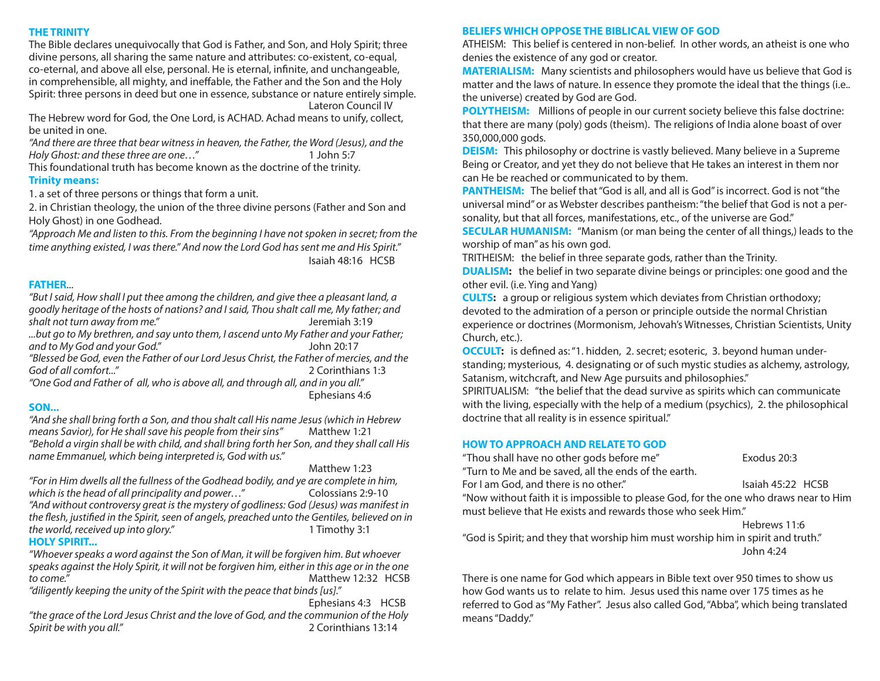## THE TRINITY

The Bible declares unequivocally that God is Father, and Son, and Holy Spirit; three divine persons, all sharing the same nature and attributes: co-existent, co-equal, co-eternal, and above all else, personal. He is eternal, infinite, and unchangeable, in comprehensible, all mighty, and ineffable, the Father and the Son and the Holy Spirit: three persons in deed but one in essence, substance or nature entirely simple.

Lateron Council IV

The Hebrew word for God, the One Lord, is ACHAD. Achad means to unify, collect, be united in one.

*"And there are three that bear witness in heaven, the Father, the Word (Jesus), and the Holy Ghost: and these three are one…"* 1 John 5:7

This foundational truth has become known as the doctrine of the trinity.

**Trinity means:**

1. a set of three persons or things that form a unit.
2. in Christian theology, the union of the three divine persons (Father and Son and Holy Ghost) in one Godhead.

*"Approach Me and listen to this. From the beginning I have not spoken in secret; from the time anything existed, I was there." And now the Lord God has sent me and His Spirit."*

Isaiah 48:16 HCSB

### FATHER...

*"But I said, How shall I put thee among the children, and give thee a pleasant land, a goodly heritage of the hosts of nations? and I said, Thou shalt call me, My father; and shalt not turn away from me."* Jeremiah 3:19

*...but go to My brethren, and say unto them, I ascend unto My Father and your Father; and to My God and your God."* John 20:17

*"Blessed be God, even the Father of our Lord Jesus Christ, the Father of mercies, and the God of all comfort..."* 2 Corinthians 1:3

*"One God and Father of all, who is above all, and through all, and in you all."*

Ephesians 4:6

### SON...

*"And she shall bring forth a Son, and thou shalt call His name Jesus (which in Hebrew means Savior), for He shall save his people from their sins"* Matthew 1:21

*"Behold a virgin shall be with child, and shall bring forth her Son, and they shall call His name Emmanuel, which being interpreted is, God with us."*

Matthew 1:23

*"For in Him dwells all the fullness of the Godhead bodily, and ye are complete in him, which is the head of all principality and power…"* Colossians 2:9-10

*"And without controversy great is the mystery of godliness: God (Jesus) was manifest in the flesh, justified in the Spirit, seen of angels, preached unto the Gentiles, believed on in the world, received up into glory."* 1 Timothy 3:1

### HOLY SPIRIT...

*"Whoever speaks a word against the Son of Man, it will be forgiven him. But whoever speaks against the Holy Spirit, it will not be forgiven him, either in this age or in the one to come."* Matthew 12:32 HCSB

*"diligently keeping the unity of the Spirit with the peace that binds [us]."*

Ephesians 4:3 HCSB

*"the grace of the Lord Jesus Christ and the love of God, and the communion of the Holy Spirit be with you all."* 2 Corinthians 13:14

## BELIEFS WHICH OPPOSE THE BIBLICAL VIEW OF GOD

ATHEISM: This belief is centered in non-belief. In other words, an atheist is one who denies the existence of any god or creator.

**MATERIALISM:** Many scientists and philosophers would have us believe that God is matter and the laws of nature. In essence they promote the ideal that the things (i.e.. the universe) created by God are God.

**POLYTHEISM:** Millions of people in our current society believe this false doctrine: that there are many (poly) gods (theism). The religions of India alone boast of over 350,000,000 gods.

**DEISM:** This philosophy or doctrine is vastly believed. Many believe in a Supreme Being or Creator, and yet they do not believe that He takes an interest in them nor can He be reached or communicated to by them.

**PANTHEISM:** The belief that "God is all, and all is God" is incorrect. God is not "the universal mind" or as Webster describes pantheism: "the belief that God is not a personality, but that all forces, manifestations, etc., of the universe are God."

**SECULAR HUMANISM:** "Manism (or man being the center of all things,) leads to the worship of man" as his own god.

TRITHEISM: the belief in three separate gods, rather than the Trinity.

**DUALISM:** the belief in two separate divine beings or principles: one good and the other evil. (i.e. Ying and Yang)

**CULTS:** a group or religious system which deviates from Christian orthodoxy; devoted to the admiration of a person or principle outside the normal Christian experience or doctrines (Mormonism, Jehovah's Witnesses, Christian Scientists, Unity Church, etc.).

**OCCULT:** is defined as: "1. hidden, 2. secret; esoteric, 3. beyond human understanding; mysterious, 4. designating or of such mystic studies as alchemy, astrology, Satanism, witchcraft, and New Age pursuits and philosophies."

SPIRITUALISM: "the belief that the dead survive as spirits which can communicate with the living, especially with the help of a medium (psychics), 2. the philosophical doctrine that all reality is in essence spiritual."

## HOW TO APPROACH AND RELATE TO GOD

"Thou shall have no other gods before me" Exodus 20:3

"Turn to Me and be saved, all the ends of the earth.
For I am God, and there is no other." Isaiah 45:22 HCSB

"Now without faith it is impossible to please God, for the one who draws near to Him must believe that He exists and rewards those who seek Him."

Hebrews 11:6

"God is Spirit; and they that worship him must worship him in spirit and truth."

John 4:24

There is one name for God which appears in Bible text over 950 times to show us how God wants us to relate to him. Jesus used this name over 175 times as he referred to God as "My Father". Jesus also called God, "Abba", which being translated means "Daddy."